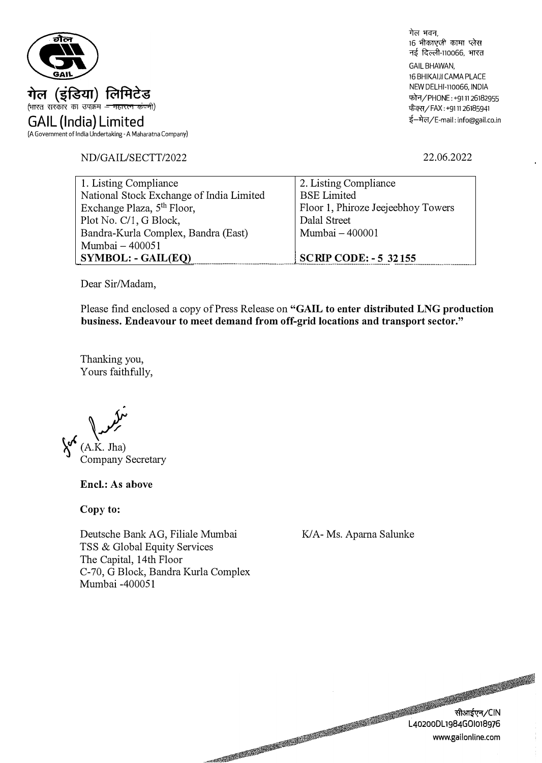गेल (इंडिया) लिमिटेड
(भारत सरकार का उपक्रम – महारत्न कंपनी)

# GAIL (India) Limited

(A Government of India Undertaking - A Maharatna Company)

गेल भवन,
16 भीकाएजी कामा प्लेस
नई दिल्ली-110066, भारत

GAIL BHAWAN,
16 BHIKAIJI CAMA PLACE
NEW DELHI-110066, INDIA
फोन/PHONE : +91 11 26182955
फैक्स/FAX : +91 11 26185941
ई–मेल/E-mail : info@gail.co.in

ND/GAIL/SECTT/2022

22.06.2022

| 1. Listing Compliance | 2. Listing Compliance |
|---|---|
| National Stock Exchange of India Limited | BSE Limited |
| Exchange Plaza, 5th Floor, | Floor 1, Phiroze Jeejeebhoy Towers |
| Plot No. C/1, G Block, | Dalal Street |
| Bandra-Kurla Complex, Bandra (East) | Mumbai – 400001 |
| Mumbai – 400051 | |
| **SYMBOL: - GAIL(EQ)** | **SCRIP CODE: - 5 32155** |

Dear Sir/Madam,

Please find enclosed a copy of Press Release on **"GAIL to enter distributed LNG production business. Endeavour to meet demand from off-grid locations and transport sector."**

Thanking you,
Yours faithfully,

for
(A.K. Jha)
Company Secretary

**Encl.: As above**

**Copy to:**

Deutsche Bank AG, Filiale Mumbai
TSS & Global Equity Services
The Capital, 14th Floor
C-70, G Block, Bandra Kurla Complex
Mumbai -400051

K/A- Ms. Aparna Salunke

सीआईएन/CIN
L40200DL1984GOI018976
www.gailonline.com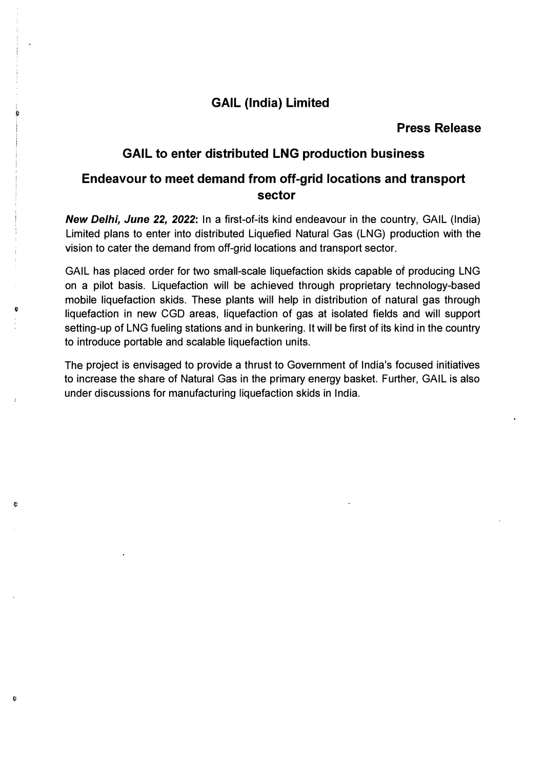**GAIL (India) Limited**

**Press Release**

## GAIL to enter distributed LNG production business

### Endeavour to meet demand from off-grid locations and transport sector

***New Delhi, June 22, 2022*:** In a first-of-its kind endeavour in the country, GAIL (India) Limited plans to enter into distributed Liquefied Natural Gas (LNG) production with the vision to cater the demand from off-grid locations and transport sector.

GAIL has placed order for two small-scale liquefaction skids capable of producing LNG on a pilot basis. Liquefaction will be achieved through proprietary technology-based mobile liquefaction skids. These plants will help in distribution of natural gas through liquefaction in new CGD areas, liquefaction of gas at isolated fields and will support setting-up of LNG fueling stations and in bunkering. It will be first of its kind in the country to introduce portable and scalable liquefaction units.

The project is envisaged to provide a thrust to Government of India's focused initiatives to increase the share of Natural Gas in the primary energy basket. Further, GAIL is also under discussions for manufacturing liquefaction skids in India.